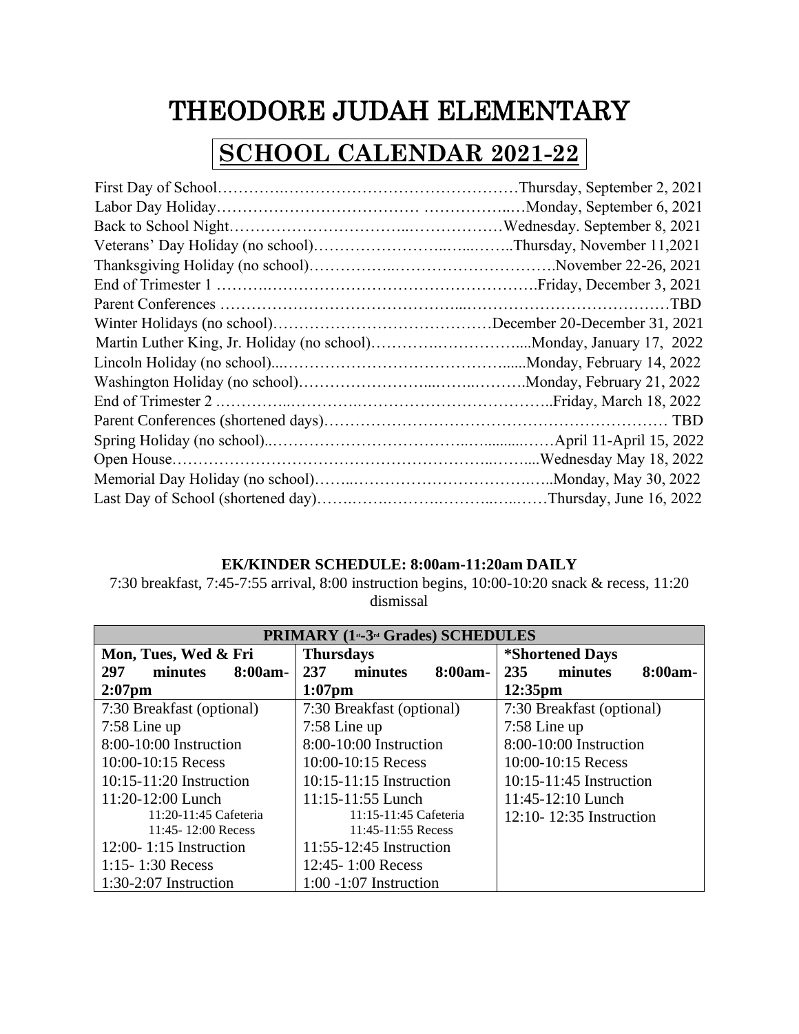# THEODORE JUDAH ELEMENTARY

## SCHOOL CALENDAR 2021-22

First Day of School……………………………………………………Thursday, September 2, 2021
Labor Day Holiday……………………………… ………………Monday, September 6, 2021
Back to School Night……………………………………………Wednesday. September 8, 2021
Veterans' Day Holiday (no school)……………………………..Thursday, November 11,2021
Thanksgiving Holiday (no school)…………………………………….November 22-26, 2021
End of Trimester 1 ………………………………………………….Friday, December 3, 2021
Parent Conferences ……………………………………………………………………TBD
Winter Holidays (no school)……………………………………December 20-December 31, 2021
Martin Luther King, Jr. Holiday (no school)……………………....Monday, January 17, 2022
Lincoln Holiday (no school)...…………………………………......Monday, February 14, 2022
Washington Holiday (no school)……………………...……..……….Monday, February 21, 2022
End of Trimester 2 …………………………………………………..Friday, March 18, 2022
Parent Conferences (shortened days)……………………………………………… TBD
Spring Holiday (no school)..……………………………..….........……April 11-April 15, 2022
Open House……………………………………………………..……....Wednesday May 18, 2022
Memorial Day Holiday (no school)……..……………………………..Monday, May 30, 2022
Last Day of School (shortened day)…….……..……….……..…..……Thursday, June 16, 2022

**EK/KINDER SCHEDULE: 8:00am-11:20am DAILY**

7:30 breakfast, 7:45-7:55 arrival, 8:00 instruction begins, 10:00-10:20 snack & recess, 11:20 dismissal

| PRIMARY (1st-3rd Grades) SCHEDULES | | |
|---|---|---|
| **Mon, Tues, Wed & Fri 297 minutes 8:00am-2:07pm** | **Thursdays 237 minutes 8:00am-1:07pm** | ***Shortened Days 235 minutes 8:00am-12:35pm** |
| 7:30 Breakfast (optional) | 7:30 Breakfast (optional) | 7:30 Breakfast (optional) |
| 7:58 Line up | 7:58 Line up | 7:58 Line up |
| 8:00-10:00 Instruction | 8:00-10:00 Instruction | 8:00-10:00 Instruction |
| 10:00-10:15 Recess | 10:00-10:15 Recess | 10:00-10:15 Recess |
| 10:15-11:20 Instruction | 10:15-11:15 Instruction | 10:15-11:45 Instruction |
| 11:20-12:00 Lunch | 11:15-11:55 Lunch | 11:45-12:10 Lunch |
| 11:20-11:45 Cafeteria | 11:15-11:45 Cafeteria | 12:10- 12:35 Instruction |
| 11:45- 12:00 Recess | 11:45-11:55 Recess | |
| 12:00- 1:15 Instruction | 11:55-12:45 Instruction | |
| 1:15- 1:30 Recess | 12:45- 1:00 Recess | |
| 1:30-2:07 Instruction | 1:00 -1:07 Instruction | |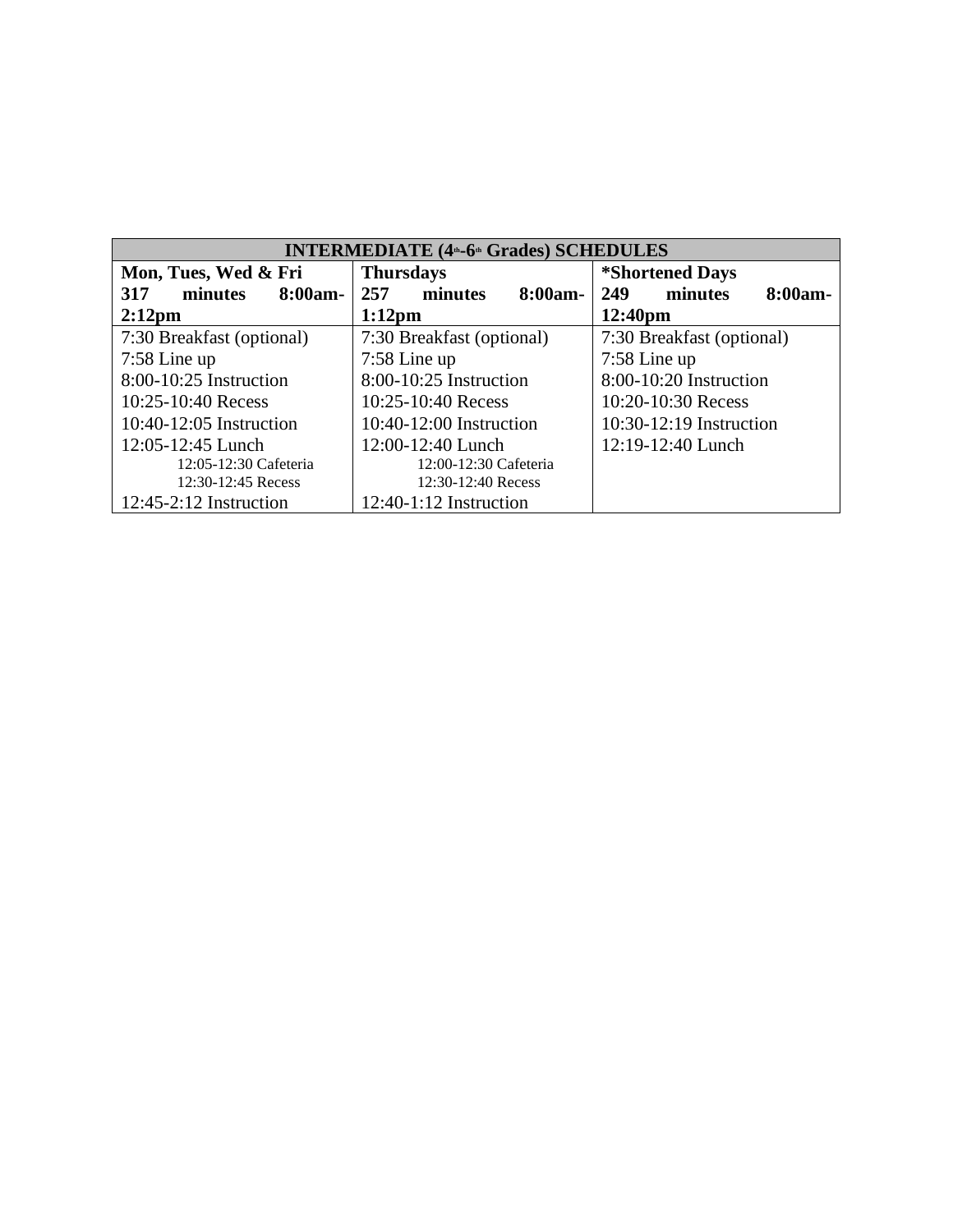| INTERMEDIATE (4th-6th Grades) SCHEDULES | | |
|---|---|---|
| **Mon, Tues, Wed & Fri 317 minutes 8:00am-2:12pm** | **Thursdays 257 minutes 8:00am-1:12pm** | ***Shortened Days 249 minutes 8:00am-12:40pm** |
| 7:30 Breakfast (optional) | 7:30 Breakfast (optional) | 7:30 Breakfast (optional) |
| 7:58 Line up | 7:58 Line up | 7:58 Line up |
| 8:00-10:25 Instruction | 8:00-10:25 Instruction | 8:00-10:20 Instruction |
| 10:25-10:40 Recess | 10:25-10:40 Recess | 10:20-10:30 Recess |
| 10:40-12:05 Instruction | 10:40-12:00 Instruction | 10:30-12:19 Instruction |
| 12:05-12:45 Lunch | 12:00-12:40 Lunch | 12:19-12:40 Lunch |
| 12:05-12:30 Cafeteria | 12:00-12:30 Cafeteria | |
| 12:30-12:45 Recess | 12:30-12:40 Recess | |
| 12:45-2:12 Instruction | 12:40-1:12 Instruction | |